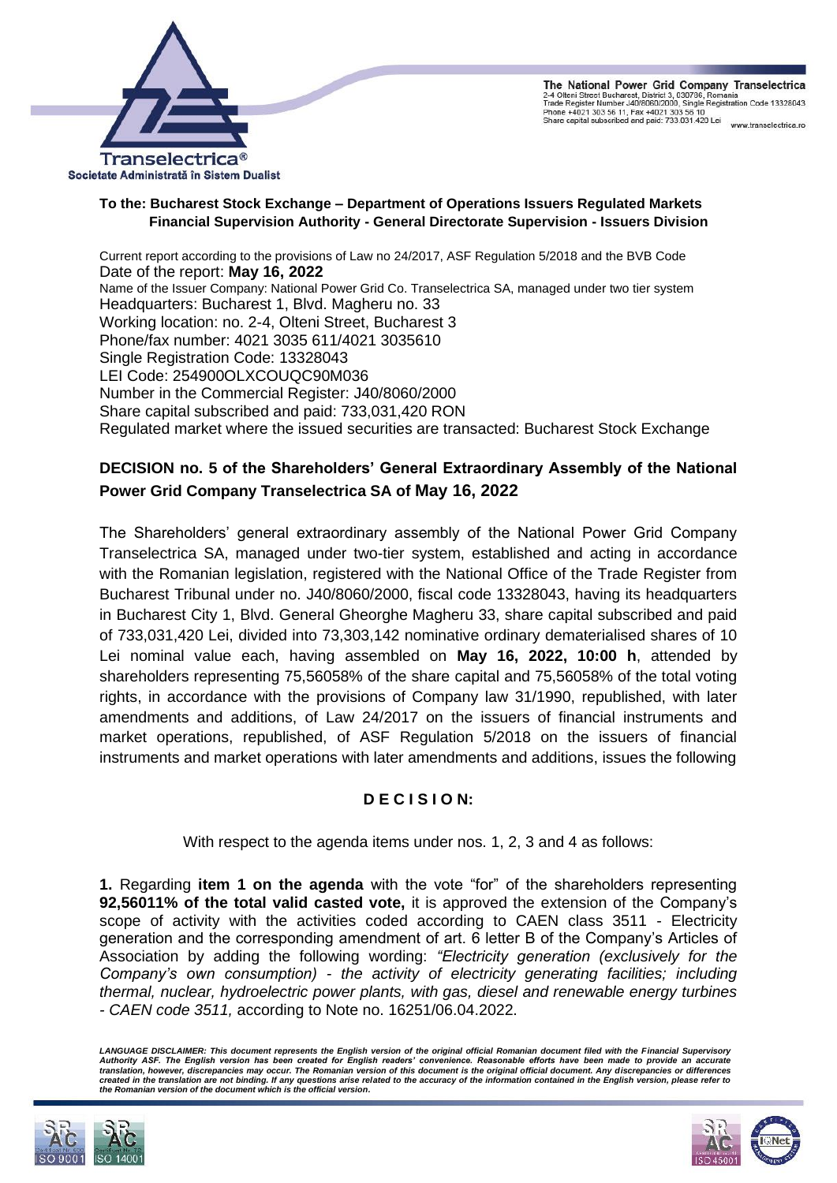**To the: Bucharest Stock Exchange – Department of Operations Issuers Regulated Markets**
**Financial Supervision Authority - General Directorate Supervision - Issuers Division**

Current report according to the provisions of Law no 24/2017, ASF Regulation 5/2018 and the BVB Code
Date of the report: **May 16, 2022**
Name of the Issuer Company: National Power Grid Co. Transelectrica SA, managed under two tier system
Headquarters: Bucharest 1, Blvd. Magheru no. 33
Working location: no. 2-4, Olteni Street, Bucharest 3
Phone/fax number: 4021 3035 611/4021 3035610
Single Registration Code: 13328043
LEI Code: 254900OLXCOUQC90M036
Number in the Commercial Register: J40/8060/2000
Share capital subscribed and paid: 733,031,420 RON
Regulated market where the issued securities are transacted: Bucharest Stock Exchange

## DECISION no. 5 of the Shareholders' General Extraordinary Assembly of the National Power Grid Company Transelectrica SA of May 16, 2022

The Shareholders' general extraordinary assembly of the National Power Grid Company Transelectrica SA, managed under two-tier system, established and acting in accordance with the Romanian legislation, registered with the National Office of the Trade Register from Bucharest Tribunal under no. J40/8060/2000, fiscal code 13328043, having its headquarters in Bucharest City 1, Blvd. General Gheorghe Magheru 33, share capital subscribed and paid of 733,031,420 Lei, divided into 73,303,142 nominative ordinary dematerialised shares of 10 Lei nominal value each, having assembled on **May 16, 2022, 10:00 h**, attended by shareholders representing 75,56058% of the share capital and 75,56058% of the total voting rights, in accordance with the provisions of Company law 31/1990, republished, with later amendments and additions, of Law 24/2017 on the issuers of financial instruments and market operations, republished, of ASF Regulation 5/2018 on the issuers of financial instruments and market operations with later amendments and additions, issues the following

### D E C I S I O N:

With respect to the agenda items under nos. 1, 2, 3 and 4 as follows:

**1.** Regarding **item 1 on the agenda** with the vote "for" of the shareholders representing **92,56011% of the total valid casted vote,** it is approved the extension of the Company's scope of activity with the activities coded according to CAEN class 3511 - Electricity generation and the corresponding amendment of art. 6 letter B of the Company's Articles of Association by adding the following wording: *"Electricity generation (exclusively for the Company's own consumption) - the activity of electricity generating facilities; including thermal, nuclear, hydroelectric power plants, with gas, diesel and renewable energy turbines - CAEN code 3511,* according to Note no. 16251/06.04.2022.

***LANGUAGE DISCLAIMER: This document represents the English version of the original official Romanian document filed with the Financial Supervisory Authority ASF. The English version has been created for English readers' convenience. Reasonable efforts have been made to provide an accurate translation, however, discrepancies may occur. The Romanian version of this document is the original official document. Any discrepancies or differences created in the translation are not binding. If any questions arise related to the accuracy of the information contained in the English version, please refer to the Romanian version of the document which is the official version.***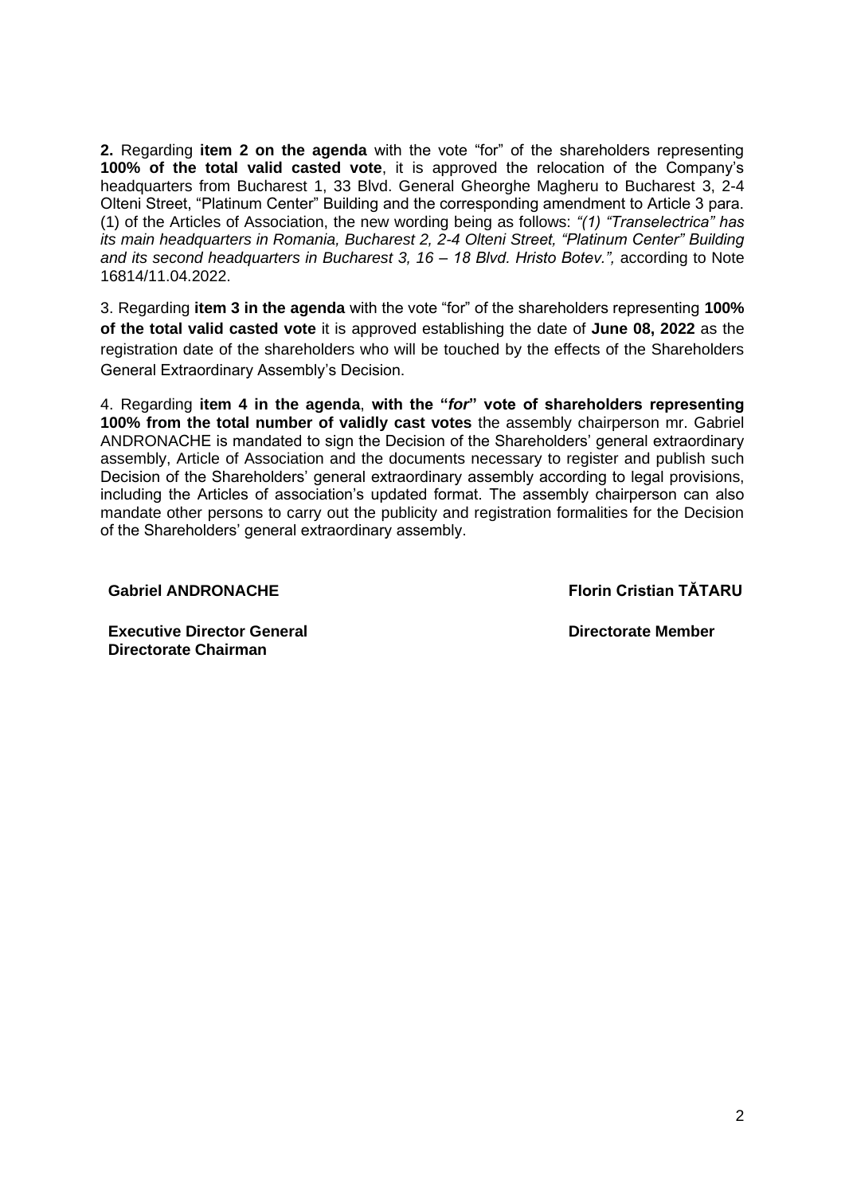**2.** Regarding **item 2 on the agenda** with the vote "for" of the shareholders representing **100% of the total valid casted vote**, it is approved the relocation of the Company's headquarters from Bucharest 1, 33 Blvd. General Gheorghe Magheru to Bucharest 3, 2-4 Olteni Street, "Platinum Center" Building and the corresponding amendment to Article 3 para. (1) of the Articles of Association, the new wording being as follows: *"(1) "Transelectrica" has its main headquarters in Romania, Bucharest 2, 2-4 Olteni Street, "Platinum Center" Building and its second headquarters in Bucharest 3, 16 – 18 Blvd. Hristo Botev.",* according to Note 16814/11.04.2022.

3. Regarding **item 3 in the agenda** with the vote "for" of the shareholders representing **100% of the total valid casted vote** it is approved establishing the date of **June 08, 2022** as the registration date of the shareholders who will be touched by the effects of the Shareholders General Extraordinary Assembly's Decision.

4. Regarding **item 4 in the agenda**, **with the "*for*" vote of shareholders representing 100% from the total number of validly cast votes** the assembly chairperson mr. Gabriel ANDRONACHE is mandated to sign the Decision of the Shareholders' general extraordinary assembly, Article of Association and the documents necessary to register and publish such Decision of the Shareholders' general extraordinary assembly according to legal provisions, including the Articles of association's updated format. The assembly chairperson can also mandate other persons to carry out the publicity and registration formalities for the Decision of the Shareholders' general extraordinary assembly.

**Gabriel ANDRONACHE**

**Executive Director General**
**Directorate Chairman**

**Florin Cristian TĂTARU**

**Directorate Member**